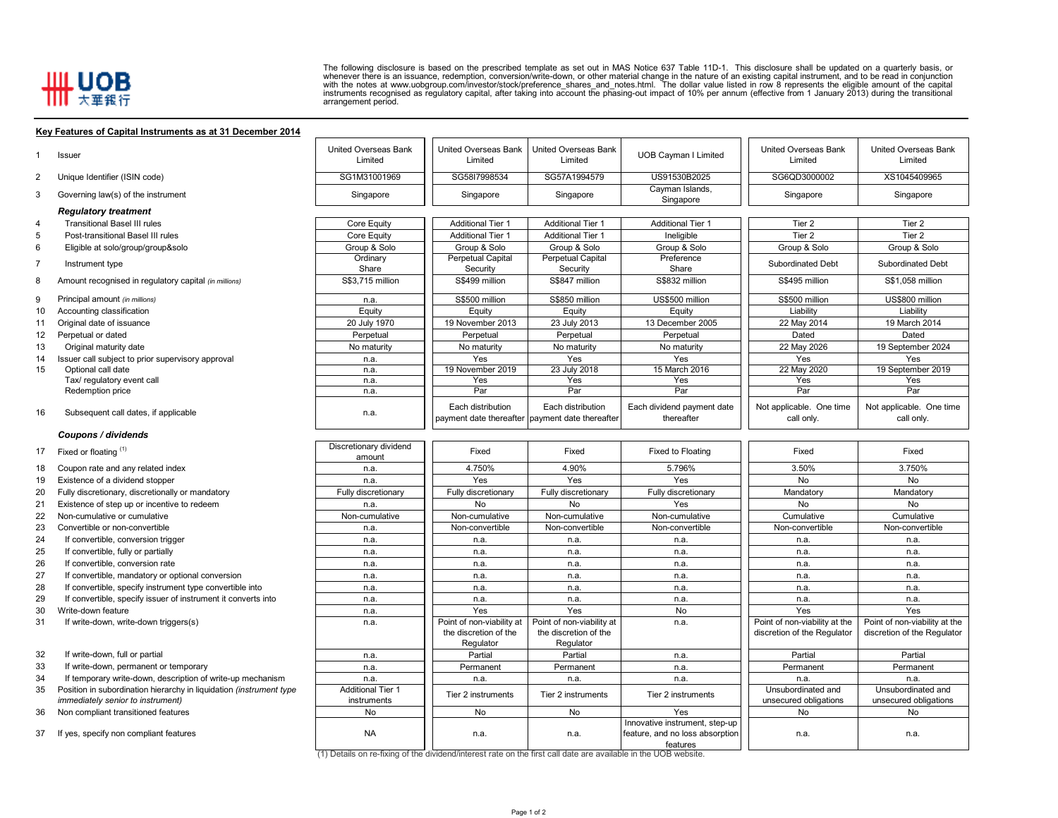UOB 大華銀行

The following disclosure is based on the prescribed template as set out in MAS Notice 637 Table 11D-1. This disclosure shall be updated on a quarterly basis, or whenever there is an issuance, redemption, conversion/write-down, or other material change in the nature of an existing capital instrument, and to be read in conjunction with the notes at www.uobgroup.com/investor/stock/preference_shares_and_notes.html. The dollar value listed in row 8 represents the eligible amount of the capital instruments recognised as regulatory capital, after taking into account the phasing-out impact of 10% per annum (effective from 1 January 2013) during the transitional arrangement period.

**Key Features of Capital Instruments as at 31 December 2014**

| | | | | | | | |
|---|---|---|---|---|---|---|---|
| 1 | Issuer | United Overseas Bank Limited | United Overseas Bank Limited | United Overseas Bank Limited | UOB Cayman I Limited | United Overseas Bank Limited | United Overseas Bank Limited |
| 2 | Unique Identifier (ISIN code) | SG1M31001969 | SG58I7998534 | SG57A1994579 | US91530B2025 | SG6QD3000002 | XS1045409965 |
| 3 | Governing law(s) of the instrument | Singapore | Singapore | Singapore | Cayman Islands, Singapore | Singapore | Singapore |
| | ***Regulatory treatment*** | | | | | | |
| 4 | Transitional Basel III rules | Core Equity | Additional Tier 1 | Additional Tier 1 | Additional Tier 1 | Tier 2 | Tier 2 |
| 5 | Post-transitional Basel III rules | Core Equity | Additional Tier 1 | Additional Tier 1 | Ineligible | Tier 2 | Tier 2 |
| 6 | Eligible at solo/group/group&solo | Group & Solo | Group & Solo | Group & Solo | Group & Solo | Group & Solo | Group & Solo |
| 7 | Instrument type | Ordinary Share | Perpetual Capital Security | Perpetual Capital Security | Preference Share | Subordinated Debt | Subordinated Debt |
| 8 | Amount recognised in regulatory capital *(in millions)* | S$3,715 million | S$499 million | S$847 million | S$832 million | S$495 million | S$1,058 million |
| 9 | Principal amount *(in millions)* | n.a. | S$500 million | S$850 million | US$500 million | S$500 million | US$800 million |
| 10 | Accounting classification | Equity | Equity | Equity | Equity | Liability | Liability |
| 11 | Original date of issuance | 20 July 1970 | 19 November 2013 | 23 July 2013 | 13 December 2005 | 22 May 2014 | 19 March 2014 |
| 12 | Perpetual or dated | Perpetual | Perpetual | Perpetual | Perpetual | Dated | Dated |
| 13 | Original maturity date | No maturity | No maturity | No maturity | No maturity | 22 May 2026 | 19 September 2024 |
| 14 | Issuer call subject to prior supervisory approval | n.a. | Yes | Yes | Yes | Yes | Yes |
| 15 | Optional call date | n.a. | 19 November 2019 | 23 July 2018 | 15 March 2016 | 22 May 2020 | 19 September 2019 |
| | Tax/ regulatory event call | n.a. | Yes | Yes | Yes | Yes | Yes |
| | Redemption price | n.a. | Par | Par | Par | Par | Par |
| 16 | Subsequent call dates, if applicable | n.a. | Each distribution payment date thereafter | Each distribution payment date thereafter | Each dividend payment date thereafter | Not applicable. One time call only. | Not applicable. One time call only. |
| | ***Coupons / dividends*** | | | | | | |
| 17 | Fixed or floating [1] | Discretionary dividend amount | Fixed | Fixed | Fixed to Floating | Fixed | Fixed |
| 18 | Coupon rate and any related index | n.a. | 4.750% | 4.90% | 5.796% | 3.50% | 3.750% |
| 19 | Existence of a dividend stopper | n.a. | Yes | Yes | Yes | No | No |
| 20 | Fully discretionary, discretionally or mandatory | Fully discretionary | Fully discretionary | Fully discretionary | Fully discretionary | Mandatory | Mandatory |
| 21 | Existence of step up or incentive to redeem | n.a. | No | No | Yes | No | No |
| 22 | Non-cumulative or cumulative | Non-cumulative | Non-cumulative | Non-cumulative | Non-cumulative | Cumulative | Cumulative |
| 23 | Convertible or non-convertible | n.a. | Non-convertible | Non-convertible | Non-convertible | Non-convertible | Non-convertible |
| 24 | If convertible, conversion trigger | n.a. | n.a. | n.a. | n.a. | n.a. | n.a. |
| 25 | If convertible, fully or partially | n.a. | n.a. | n.a. | n.a. | n.a. | n.a. |
| 26 | If convertible, conversion rate | n.a. | n.a. | n.a. | n.a. | n.a. | n.a. |
| 27 | If convertible, mandatory or optional conversion | n.a. | n.a. | n.a. | n.a. | n.a. | n.a. |
| 28 | If convertible, specify instrument type convertible into | n.a. | n.a. | n.a. | n.a. | n.a. | n.a. |
| 29 | If convertible, specify issuer of instrument it converts into | n.a. | n.a. | n.a. | n.a. | n.a. | n.a. |
| 30 | Write-down feature | n.a. | Yes | Yes | No | Yes | Yes |
| 31 | If write-down, write-down triggers(s) | n.a. | Point of non-viability at the discretion of the Regulator | Point of non-viability at the discretion of the Regulator | n.a. | Point of non-viability at the discretion of the Regulator | Point of non-viability at the discretion of the Regulator |
| 32 | If write-down, full or partial | n.a. | Partial | Partial | n.a. | Partial | Partial |
| 33 | If write-down, permanent or temporary | n.a. | Permanent | Permanent | n.a. | Permanent | Permanent |
| 34 | If temporary write-down, description of write-up mechanism | n.a. | n.a. | n.a. | n.a. | n.a. | n.a. |
| 35 | Position in subordination hierarchy in liquidation *(instrument type immediately senior to instrument)* | Additional Tier 1 instruments | Tier 2 instruments | Tier 2 instruments | Tier 2 instruments | Unsubordinated and unsecured obligations | Unsubordinated and unsecured obligations |
| 36 | Non compliant transitioned features | No | No | No | Yes | No | No |
| 37 | If yes, specify non compliant features | NA | n.a. | n.a. | Innovative instrument, step-up feature, and no loss absorption features | n.a. | n.a. |

(1) Details on re-fixing of the dividend/interest rate on the first call date are available in the UOB website.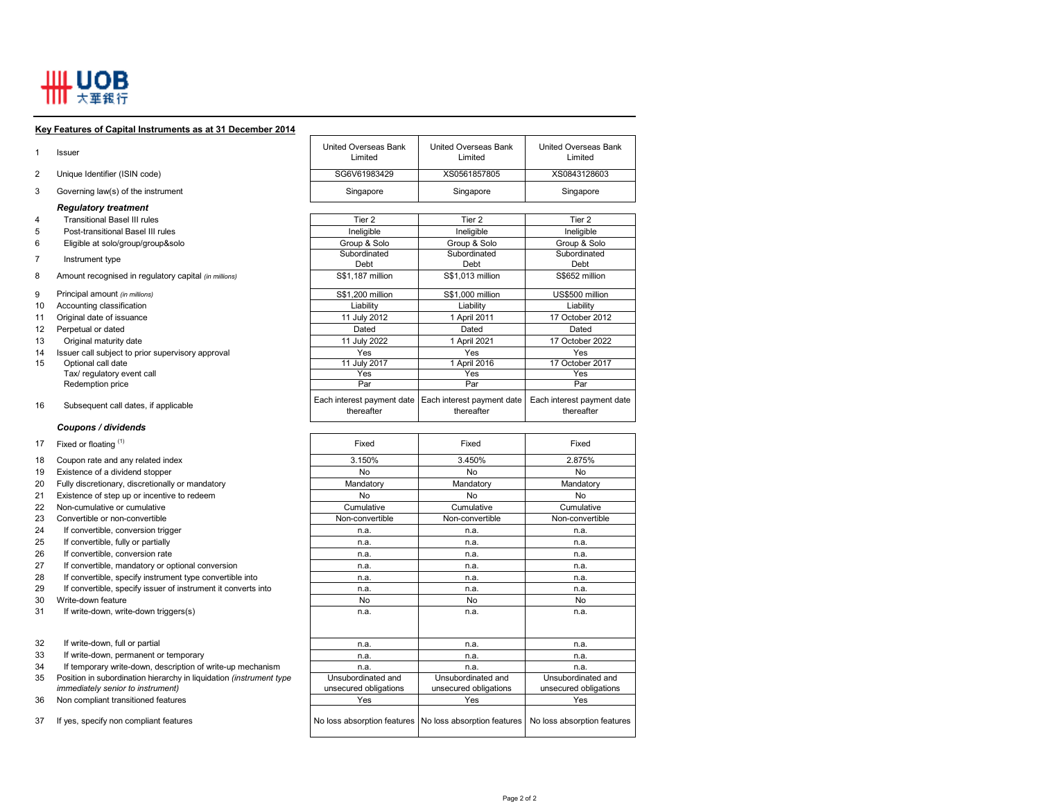UOB 大華銀行

**Key Features of Capital Instruments as at 31 December 2014**

| | | | | |
|---|---|---|---|---|
| 1 | Issuer | United Overseas Bank Limited | United Overseas Bank Limited | United Overseas Bank Limited |
| 2 | Unique Identifier (ISIN code) | SG6V61983429 | XS0561857805 | XS0843128603 |
| 3 | Governing law(s) of the instrument | Singapore | Singapore | Singapore |
| | ***Regulatory treatment*** | | | |
| 4 | Transitional Basel III rules | Tier 2 | Tier 2 | Tier 2 |
| 5 | Post-transitional Basel III rules | Ineligible | Ineligible | Ineligible |
| 6 | Eligible at solo/group/group&solo | Group & Solo | Group & Solo | Group & Solo |
| 7 | Instrument type | Subordinated Debt | Subordinated Debt | Subordinated Debt |
| 8 | Amount recognised in regulatory capital *(in millions)* | S$1,187 million | S$1,013 million | S$652 million |
| 9 | Principal amount *(in millions)* | S$1,200 million | S$1,000 million | US$500 million |
| 10 | Accounting classification | Liability | Liability | Liability |
| 11 | Original date of issuance | 11 July 2012 | 1 April 2011 | 17 October 2012 |
| 12 | Perpetual or dated | Dated | Dated | Dated |
| 13 | Original maturity date | 11 July 2022 | 1 April 2021 | 17 October 2022 |
| 14 | Issuer call subject to prior supervisory approval | Yes | Yes | Yes |
| 15 | Optional call date | 11 July 2017 | 1 April 2016 | 17 October 2017 |
| | Tax/ regulatory event call | Yes | Yes | Yes |
| | Redemption price | Par | Par | Par |
| 16 | Subsequent call dates, if applicable | Each interest payment date thereafter | Each interest payment date thereafter | Each interest payment date thereafter |
| | ***Coupons / dividends*** | | | |
| 17 | Fixed or floating [1] | Fixed | Fixed | Fixed |
| 18 | Coupon rate and any related index | 3.150% | 3.450% | 2.875% |
| 19 | Existence of a dividend stopper | No | No | No |
| 20 | Fully discretionary, discretionally or mandatory | Mandatory | Mandatory | Mandatory |
| 21 | Existence of step up or incentive to redeem | No | No | No |
| 22 | Non-cumulative or cumulative | Cumulative | Cumulative | Cumulative |
| 23 | Convertible or non-convertible | Non-convertible | Non-convertible | Non-convertible |
| 24 | If convertible, conversion trigger | n.a. | n.a. | n.a. |
| 25 | If convertible, fully or partially | n.a. | n.a. | n.a. |
| 26 | If convertible, conversion rate | n.a. | n.a. | n.a. |
| 27 | If convertible, mandatory or optional conversion | n.a. | n.a. | n.a. |
| 28 | If convertible, specify instrument type convertible into | n.a. | n.a. | n.a. |
| 29 | If convertible, specify issuer of instrument it converts into | n.a. | n.a. | n.a. |
| 30 | Write-down feature | No | No | No |
| 31 | If write-down, write-down triggers(s) | n.a. | n.a. | n.a. |
| 32 | If write-down, full or partial | n.a. | n.a. | n.a. |
| 33 | If write-down, permanent or temporary | n.a. | n.a. | n.a. |
| 34 | If temporary write-down, description of write-up mechanism | n.a. | n.a. | n.a. |
| 35 | Position in subordination hierarchy in liquidation *(instrument type immediately senior to instrument)* | Unsubordinated and unsecured obligations | Unsubordinated and unsecured obligations | Unsubordinated and unsecured obligations |
| 36 | Non compliant transitioned features | Yes | Yes | Yes |
| 37 | If yes, specify non compliant features | No loss absorption features | No loss absorption features | No loss absorption features |